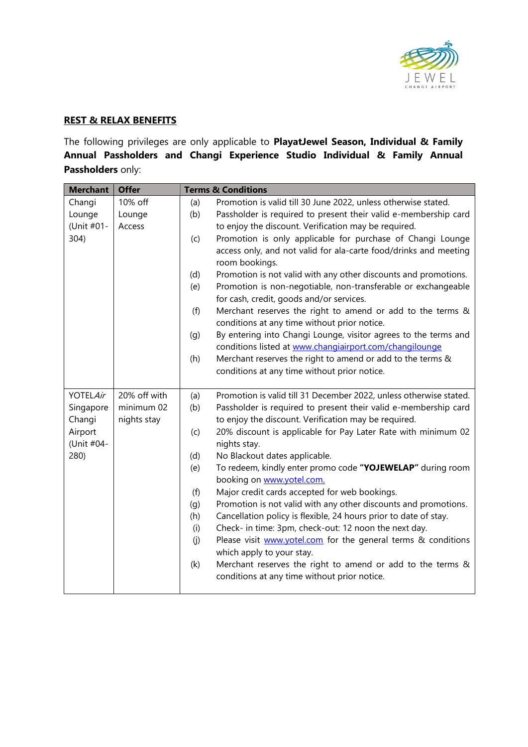## REST & RELAX BENEFITS

The following privileges are only applicable to **PlayatJewel Season, Individual & Family Annual Passholders and Changi Experience Studio Individual & Family Annual Passholders** only:

| Merchant | Offer | Terms & Conditions |
|---|---|---|
| Changi Lounge (Unit #01-304) | 10% off Lounge Access | (a) Promotion is valid till 30 June 2022, unless otherwise stated.<br>(b) Passholder is required to present their valid e-membership card to enjoy the discount. Verification may be required.<br>(c) Promotion is only applicable for purchase of Changi Lounge access only, and not valid for ala-carte food/drinks and meeting room bookings.<br>(d) Promotion is not valid with any other discounts and promotions.<br>(e) Promotion is non-negotiable, non-transferable or exchangeable for cash, credit, goods and/or services.<br>(f) Merchant reserves the right to amend or add to the terms & conditions at any time without prior notice.<br>(g) By entering into Changi Lounge, visitor agrees to the terms and conditions listed at www.changiairport.com/changilounge<br>(h) Merchant reserves the right to amend or add to the terms & conditions at any time without prior notice. |
| YOTEL*Air* Singapore Changi Airport (Unit #04-280) | 20% off with minimum 02 nights stay | (a) Promotion is valid till 31 December 2022, unless otherwise stated.<br>(b) Passholder is required to present their valid e-membership card to enjoy the discount. Verification may be required.<br>(c) 20% discount is applicable for Pay Later Rate with minimum 02 nights stay.<br>(d) No Blackout dates applicable.<br>(e) To redeem, kindly enter promo code **"YOJEWELAP"** during room booking on www.yotel.com.<br>(f) Major credit cards accepted for web bookings.<br>(g) Promotion is not valid with any other discounts and promotions.<br>(h) Cancellation policy is flexible, 24 hours prior to date of stay.<br>(i) Check- in time: 3pm, check-out: 12 noon the next day.<br>(j) Please visit www.yotel.com for the general terms & conditions which apply to your stay.<br>(k) Merchant reserves the right to amend or add to the terms & conditions at any time without prior notice. |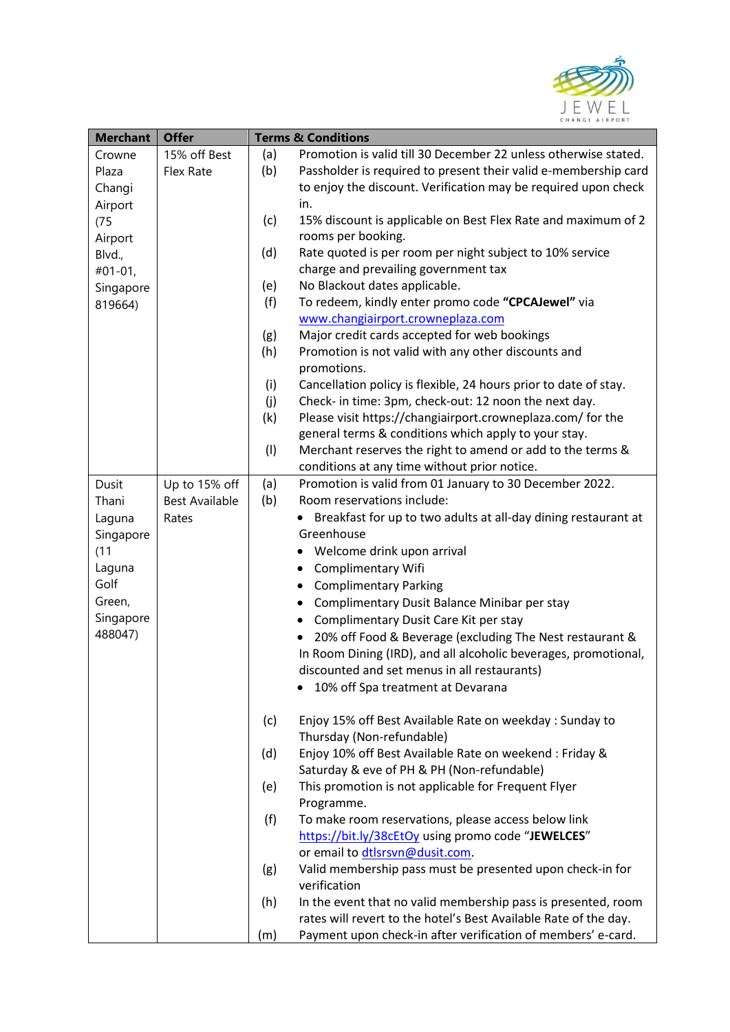| Merchant | Offer | Terms & Conditions |
| --- | --- | --- |
| Crowne Plaza Changi Airport (75 Airport Blvd., #01-01, Singapore 819664) | 15% off Best Flex Rate | (a) Promotion is valid till 30 December 22 unless otherwise stated.<br>(b) Passholder is required to present their valid e-membership card to enjoy the discount. Verification may be required upon check in.<br>(c) 15% discount is applicable on Best Flex Rate and maximum of 2 rooms per booking.<br>(d) Rate quoted is per room per night subject to 10% service charge and prevailing government tax<br>(e) No Blackout dates applicable.<br>(f) To redeem, kindly enter promo code **"CPCAJewel"** via www.changiairport.crowneplaza.com<br>(g) Major credit cards accepted for web bookings<br>(h) Promotion is not valid with any other discounts and promotions.<br>(i) Cancellation policy is flexible, 24 hours prior to date of stay.<br>(j) Check- in time: 3pm, check-out: 12 noon the next day.<br>(k) Please visit https://changiairport.crowneplaza.com/ for the general terms & conditions which apply to your stay.<br>(l) Merchant reserves the right to amend or add to the terms & conditions at any time without prior notice. |
| Dusit Thani Laguna Singapore (11 Laguna Golf Green, Singapore 488047) | Up to 15% off Best Available Rates | (a) Promotion is valid from 01 January to 30 December 2022.<br>(b) Room reservations include:<br>• Breakfast for up to two adults at all-day dining restaurant at Greenhouse<br>• Welcome drink upon arrival<br>• Complimentary Wifi<br>• Complimentary Parking<br>• Complimentary Dusit Balance Minibar per stay<br>• Complimentary Dusit Care Kit per stay<br>• 20% off Food & Beverage (excluding The Nest restaurant & In Room Dining (IRD), and all alcoholic beverages, promotional, discounted and set menus in all restaurants)<br>• 10% off Spa treatment at Devarana<br>(c) Enjoy 15% off Best Available Rate on weekday : Sunday to Thursday (Non-refundable)<br>(d) Enjoy 10% off Best Available Rate on weekend : Friday & Saturday & eve of PH & PH (Non-refundable)<br>(e) This promotion is not applicable for Frequent Flyer Programme.<br>(f) To make room reservations, please access below link https://bit.ly/38cEtOy using promo code **"JEWELCES"** or email to dtlsrsvn@dusit.com.<br>(g) Valid membership pass must be presented upon check-in for verification<br>(h) In the event that no valid membership pass is presented, room rates will revert to the hotel's Best Available Rate of the day.<br>(m) Payment upon check-in after verification of members' e-card. |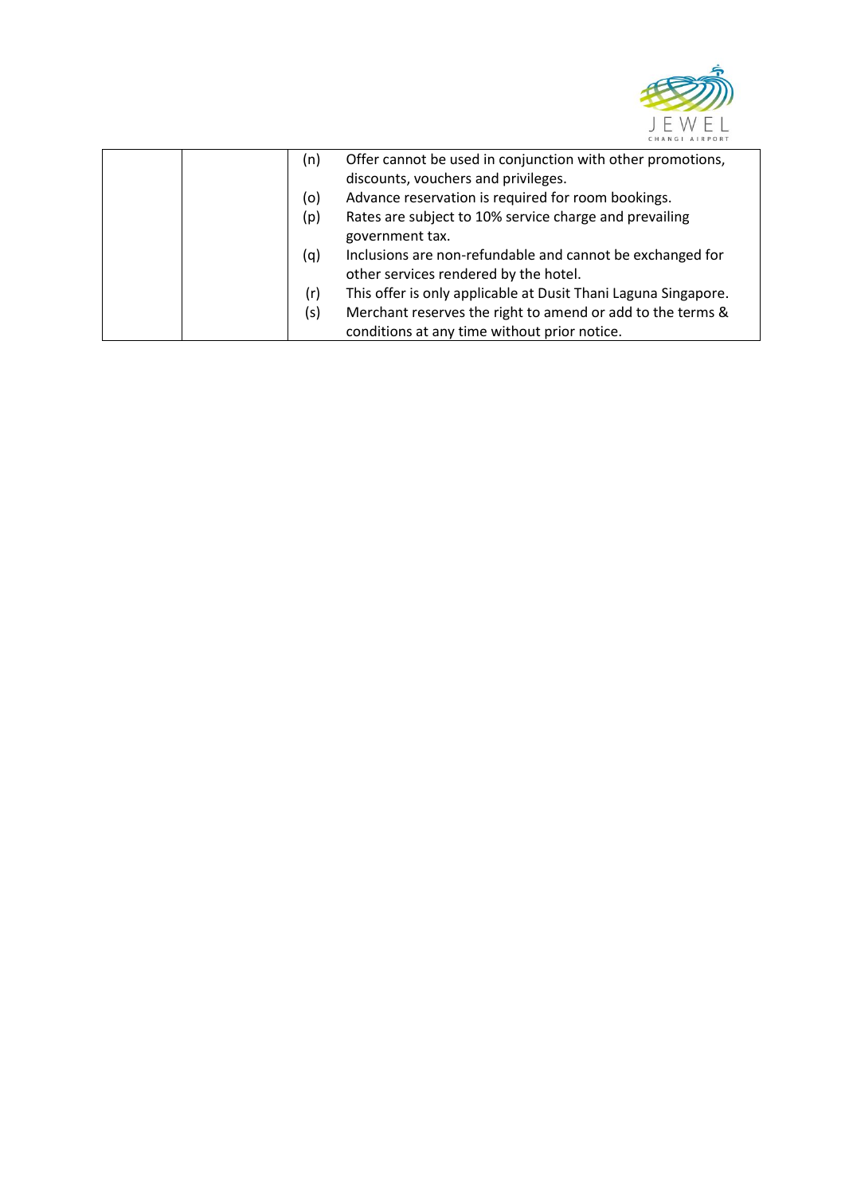| | | |
|---|---|---|
| | | (n) Offer cannot be used in conjunction with other promotions, discounts, vouchers and privileges.<br>(o) Advance reservation is required for room bookings.<br>(p) Rates are subject to 10% service charge and prevailing government tax.<br>(q) Inclusions are non-refundable and cannot be exchanged for other services rendered by the hotel.<br>(r) This offer is only applicable at Dusit Thani Laguna Singapore.<br>(s) Merchant reserves the right to amend or add to the terms & conditions at any time without prior notice. |